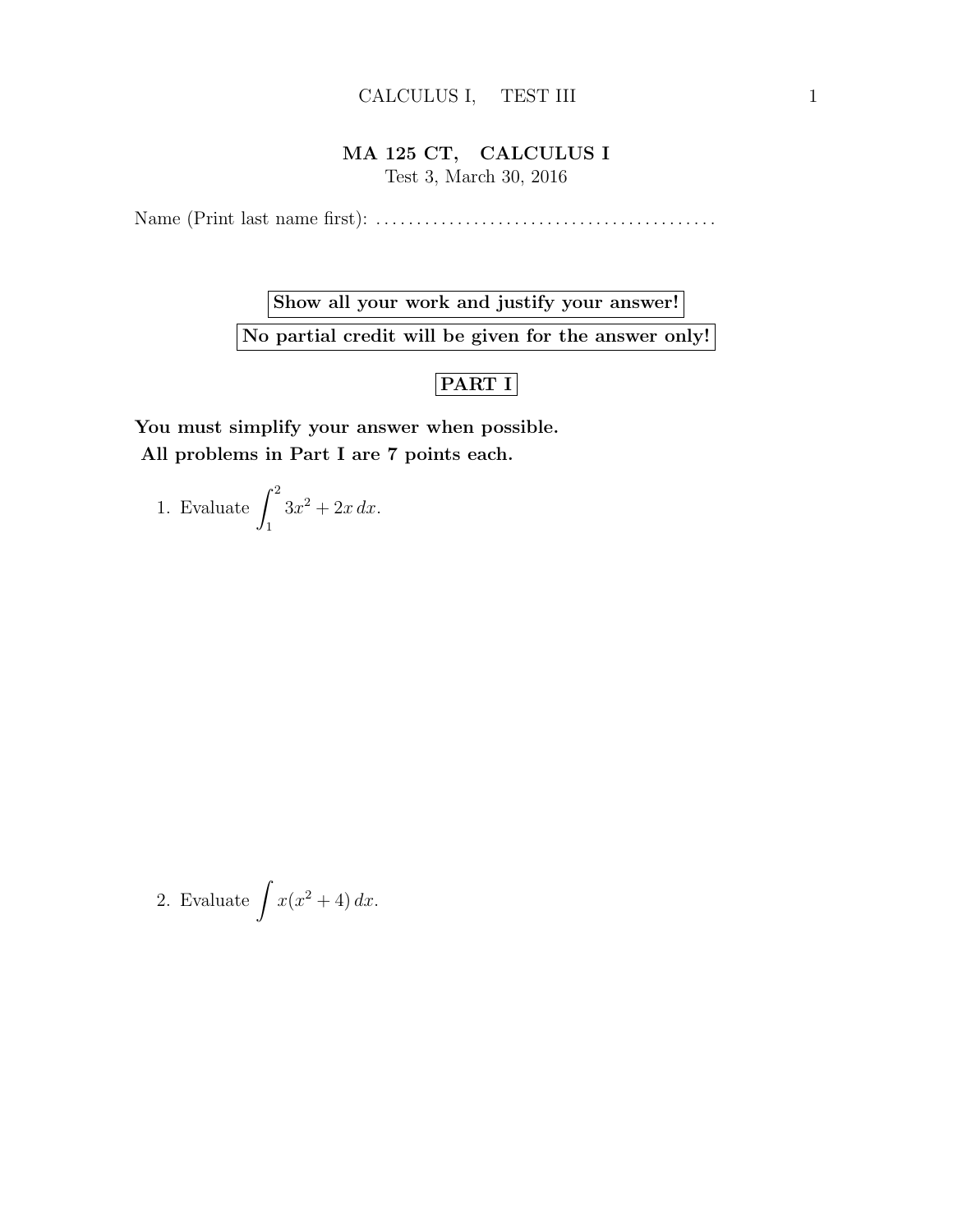# MA 125 CT, CALCULUS I

Test 3, March 30, 2016

Name (Print last name first): .........................................

**Show all your work and justify your answer!**

**No partial credit will be given for the answer only!**

## PART I

**You must simplify your answer when possible.**
**All problems in Part I are 7 points each.**

1. Evaluate $\displaystyle\int_1^2 3x^2 + 2x\,dx$.

2. Evaluate $\displaystyle\int x(x^2 + 4)\,dx$.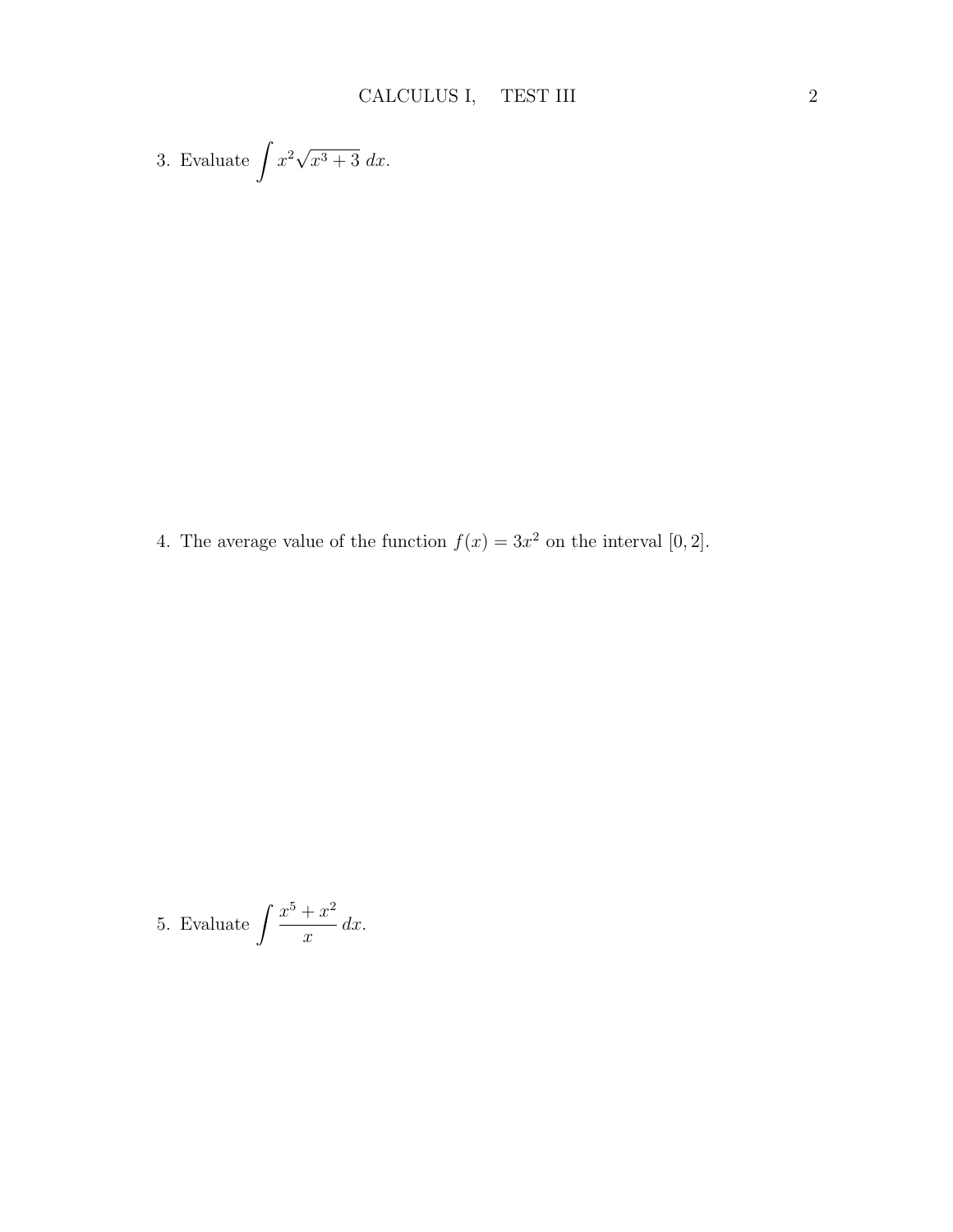3. Evaluate $\displaystyle\int x^2\sqrt{x^3+3}\,dx$.

4. The average value of the function $f(x) = 3x^2$ on the interval $[0, 2]$.

5. Evaluate $\displaystyle\int \frac{x^5+x^2}{x}\,dx$.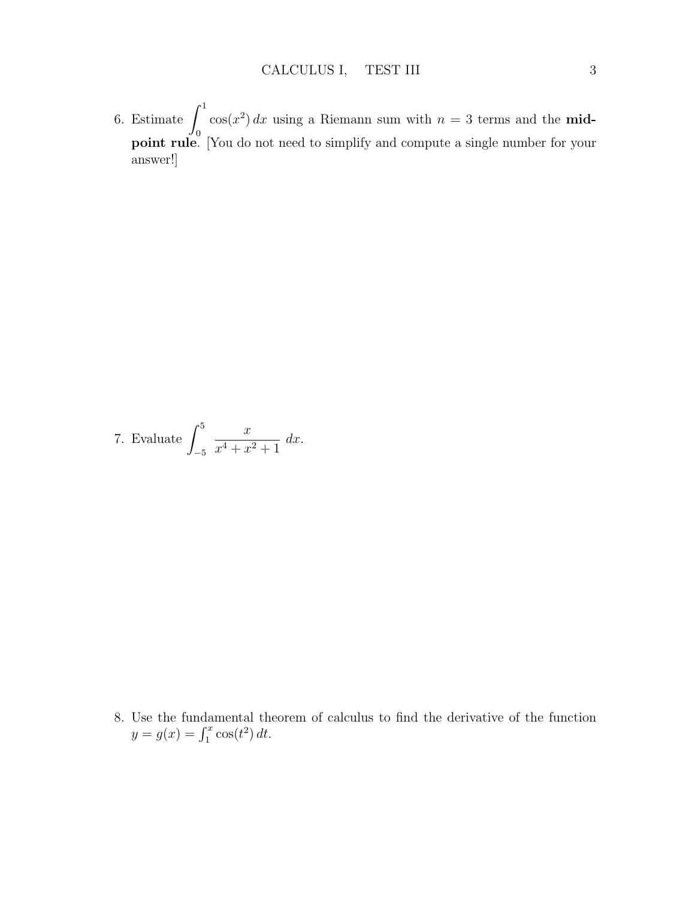6. Estimate $\int_0^1 \cos(x^2)\,dx$ using a Riemann sum with $n = 3$ terms and the **midpoint rule**. [You do not need to simplify and compute a single number for your answer!]

7. Evaluate $\displaystyle\int_{-5}^{5} \frac{x}{x^4 + x^2 + 1}\,dx$.

8. Use the fundamental theorem of calculus to find the derivative of the function $y = g(x) = \int_1^x \cos(t^2)\,dt$.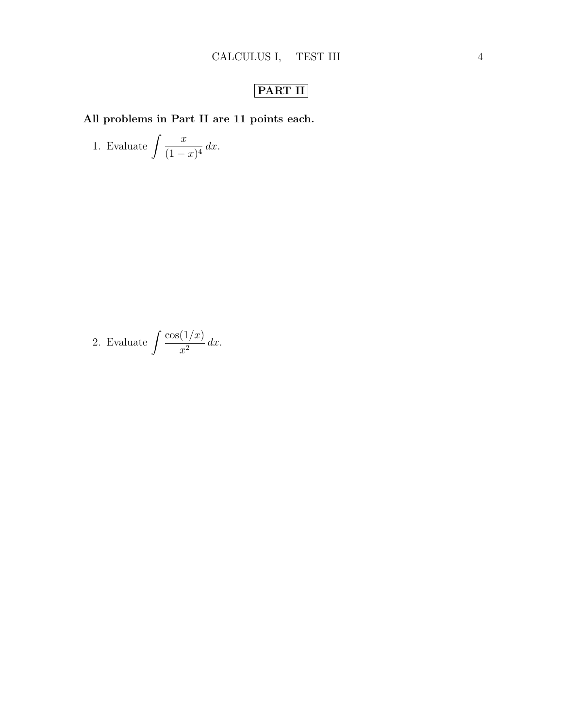## PART II

**All problems in Part II are 11 points each.**

1. Evaluate $\displaystyle\int \frac{x}{(1-x)^4}\,dx$.

2. Evaluate $\displaystyle\int \frac{\cos(1/x)}{x^2}\,dx$.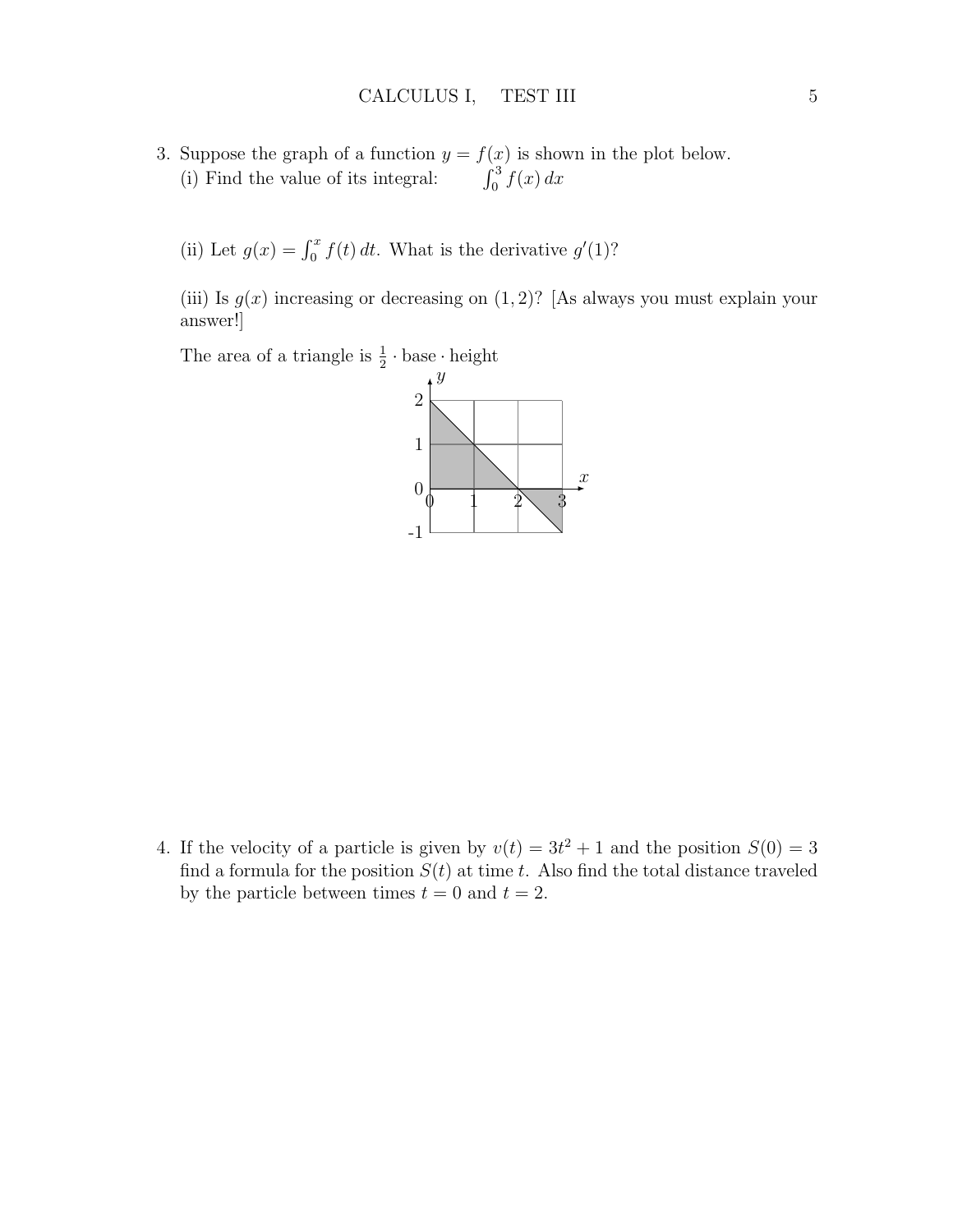3. Suppose the graph of a function $y = f(x)$ is shown in the plot below.
   (i) Find the value of its integral: $\int_0^3 f(x)\,dx$

   (ii) Let $g(x) = \int_0^x f(t)\,dt$. What is the derivative $g'(1)$?

   (iii) Is $g(x)$ increasing or decreasing on $(1, 2)$? [As always you must explain your answer!]

   The area of a triangle is $\frac{1}{2} \cdot \text{base} \cdot \text{height}$

4. If the velocity of a particle is given by $v(t) = 3t^2 + 1$ and the position $S(0) = 3$ find a formula for the position $S(t)$ at time $t$. Also find the total distance traveled by the particle between times $t = 0$ and $t = 2$.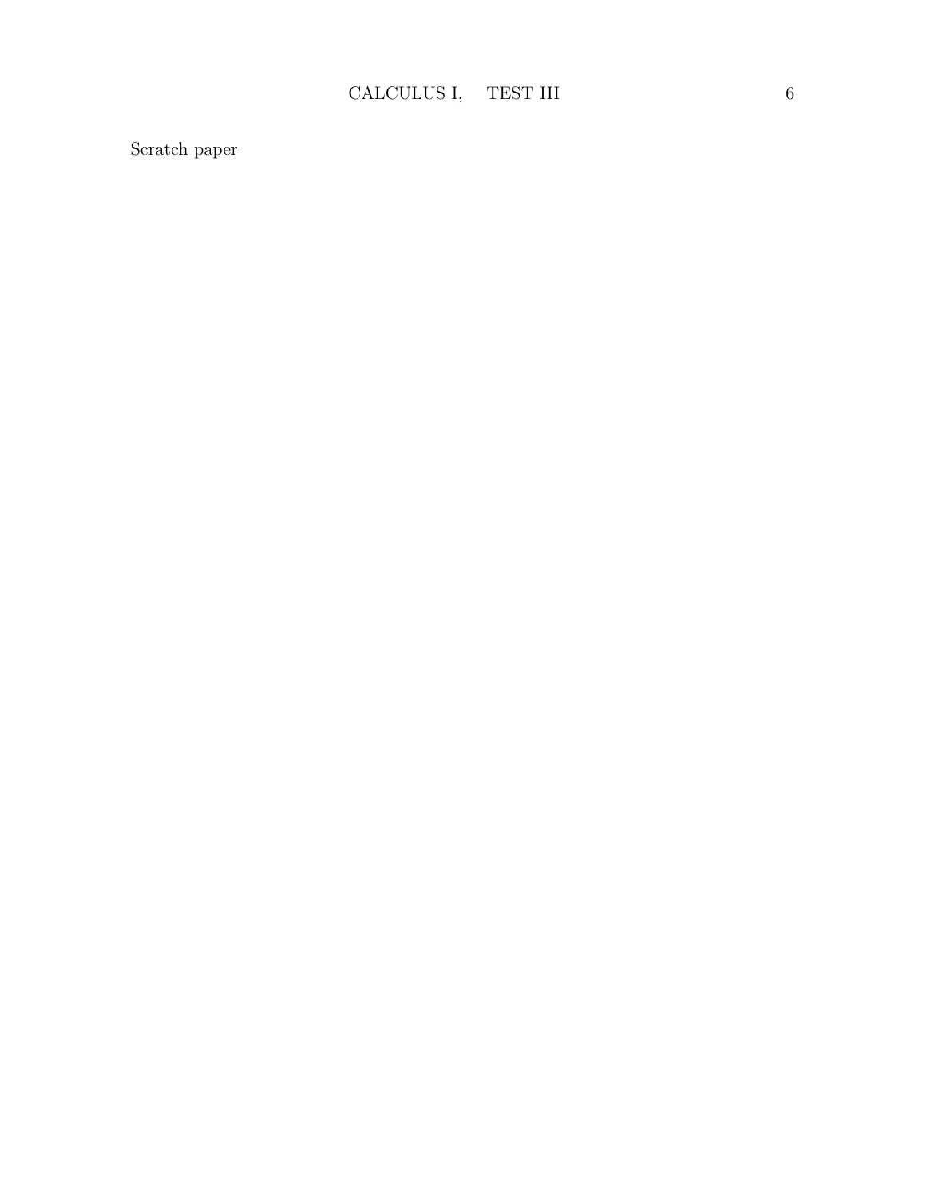Scratch paper